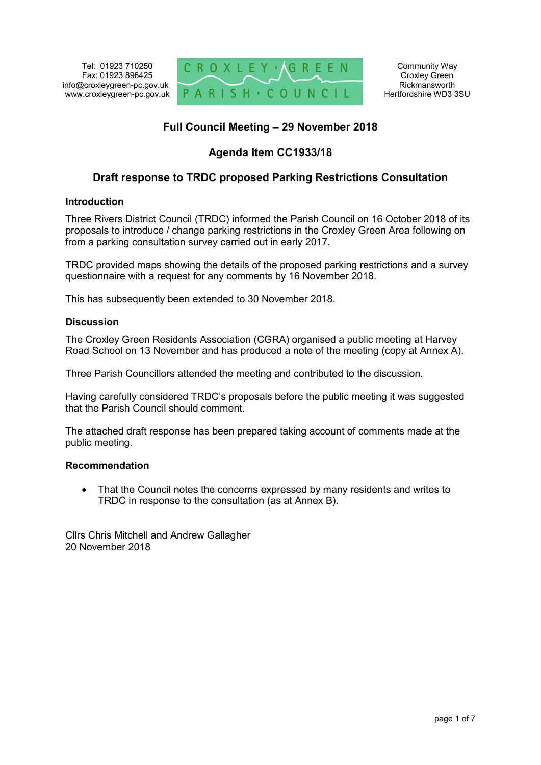Tel: 01923 710250
Fax: 01923 896425
info@croxleygreen-pc.gov.uk
www.croxleygreen-pc.gov.uk

CROXLEY GREEN PARISH COUNCIL

Community Way
Croxley Green
Rickmansworth
Hertfordshire WD3 3SU

## Full Council Meeting – 29 November 2018

## Agenda Item CC1933/18

## Draft response to TRDC proposed Parking Restrictions Consultation

### Introduction

Three Rivers District Council (TRDC) informed the Parish Council on 16 October 2018 of its proposals to introduce / change parking restrictions in the Croxley Green Area following on from a parking consultation survey carried out in early 2017.

TRDC provided maps showing the details of the proposed parking restrictions and a survey questionnaire with a request for any comments by 16 November 2018.

This has subsequently been extended to 30 November 2018.

### Discussion

The Croxley Green Residents Association (CGRA) organised a public meeting at Harvey Road School on 13 November and has produced a note of the meeting (copy at Annex A).

Three Parish Councillors attended the meeting and contributed to the discussion.

Having carefully considered TRDC's proposals before the public meeting it was suggested that the Parish Council should comment.

The attached draft response has been prepared taking account of comments made at the public meeting.

### Recommendation

- That the Council notes the concerns expressed by many residents and writes to TRDC in response to the consultation (as at Annex B).

Cllrs Chris Mitchell and Andrew Gallagher
20 November 2018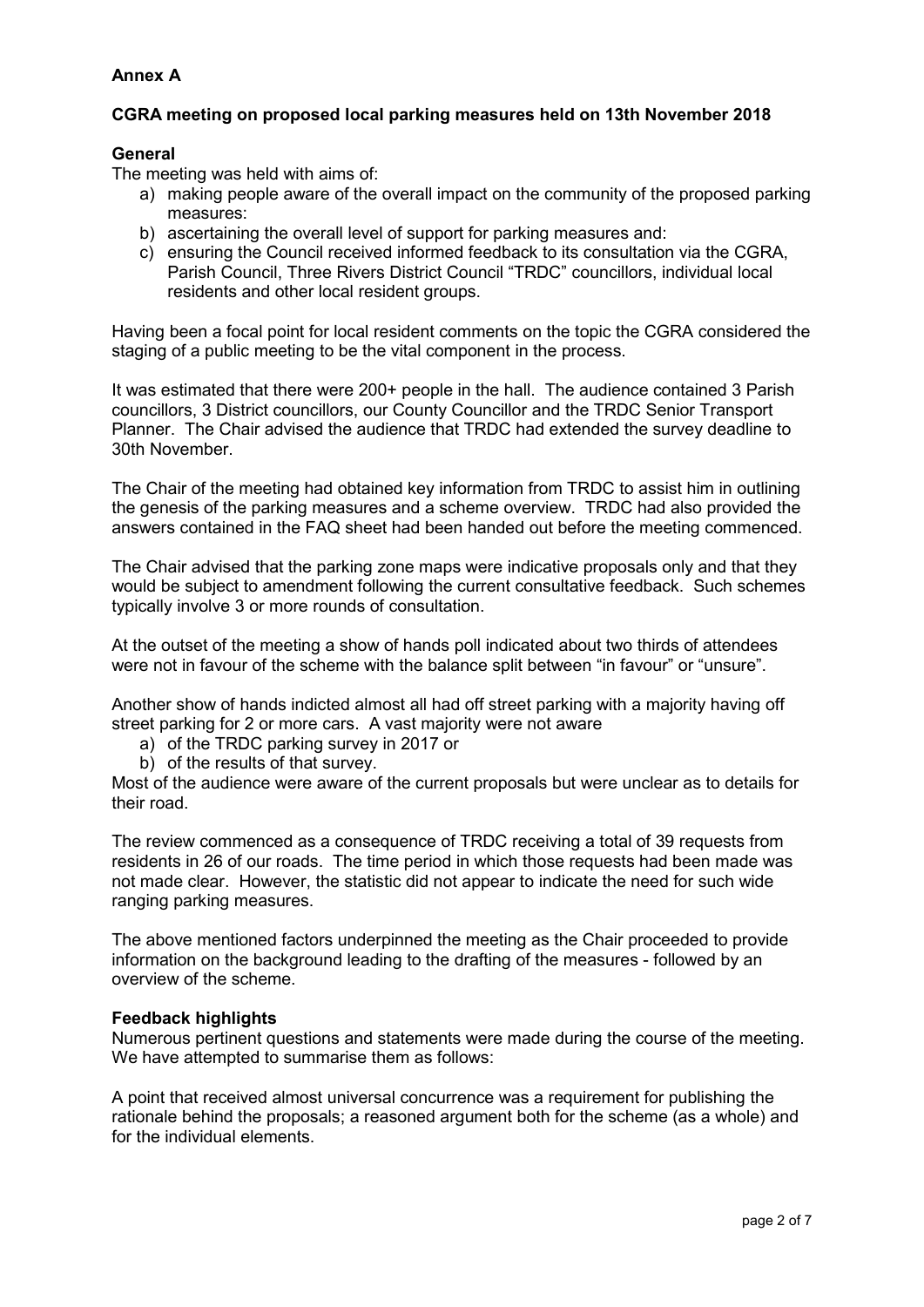**Annex A**

**CGRA meeting on proposed local parking measures held on 13th November 2018**

**General**

The meeting was held with aims of:

a) making people aware of the overall impact on the community of the proposed parking measures:
b) ascertaining the overall level of support for parking measures and:
c) ensuring the Council received informed feedback to its consultation via the CGRA, Parish Council, Three Rivers District Council "TRDC" councillors, individual local residents and other local resident groups.

Having been a focal point for local resident comments on the topic the CGRA considered the staging of a public meeting to be the vital component in the process.

It was estimated that there were 200+ people in the hall. The audience contained 3 Parish councillors, 3 District councillors, our County Councillor and the TRDC Senior Transport Planner. The Chair advised the audience that TRDC had extended the survey deadline to 30th November.

The Chair of the meeting had obtained key information from TRDC to assist him in outlining the genesis of the parking measures and a scheme overview. TRDC had also provided the answers contained in the FAQ sheet had been handed out before the meeting commenced.

The Chair advised that the parking zone maps were indicative proposals only and that they would be subject to amendment following the current consultative feedback. Such schemes typically involve 3 or more rounds of consultation.

At the outset of the meeting a show of hands poll indicated about two thirds of attendees were not in favour of the scheme with the balance split between "in favour" or "unsure".

Another show of hands indicted almost all had off street parking with a majority having off street parking for 2 or more cars. A vast majority were not aware

a) of the TRDC parking survey in 2017 or
b) of the results of that survey.

Most of the audience were aware of the current proposals but were unclear as to details for their road.

The review commenced as a consequence of TRDC receiving a total of 39 requests from residents in 26 of our roads. The time period in which those requests had been made was not made clear. However, the statistic did not appear to indicate the need for such wide ranging parking measures.

The above mentioned factors underpinned the meeting as the Chair proceeded to provide information on the background leading to the drafting of the measures - followed by an overview of the scheme.

**Feedback highlights**

Numerous pertinent questions and statements were made during the course of the meeting. We have attempted to summarise them as follows:

A point that received almost universal concurrence was a requirement for publishing the rationale behind the proposals; a reasoned argument both for the scheme (as a whole) and for the individual elements.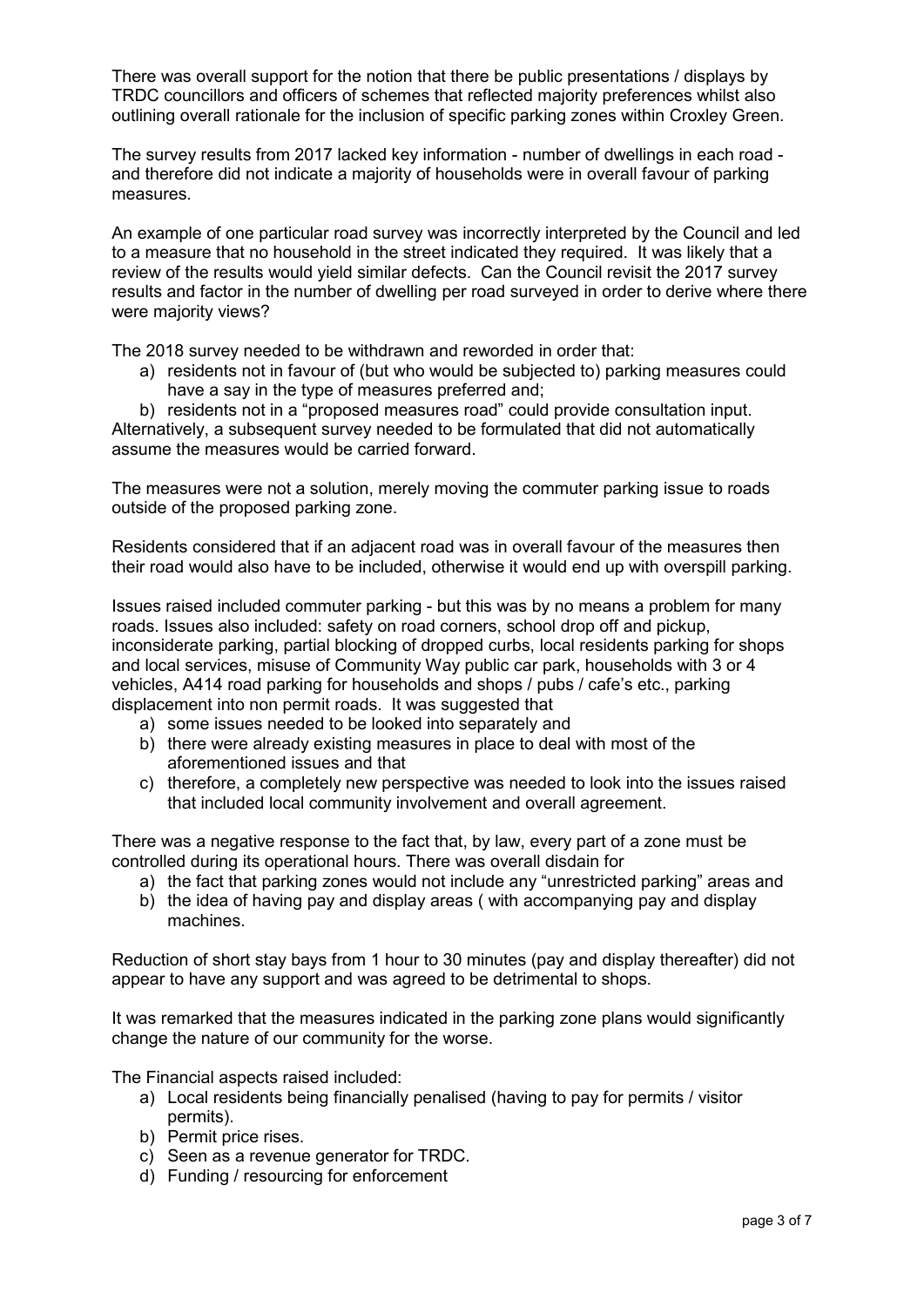There was overall support for the notion that there be public presentations / displays by TRDC councillors and officers of schemes that reflected majority preferences whilst also outlining overall rationale for the inclusion of specific parking zones within Croxley Green.

The survey results from 2017 lacked key information - number of dwellings in each road - and therefore did not indicate a majority of households were in overall favour of parking measures.

An example of one particular road survey was incorrectly interpreted by the Council and led to a measure that no household in the street indicated they required. It was likely that a review of the results would yield similar defects. Can the Council revisit the 2017 survey results and factor in the number of dwelling per road surveyed in order to derive where there were majority views?

The 2018 survey needed to be withdrawn and reworded in order that:

a) residents not in favour of (but who would be subjected to) parking measures could have a say in the type of measures preferred and;
b) residents not in a "proposed measures road" could provide consultation input.

Alternatively, a subsequent survey needed to be formulated that did not automatically assume the measures would be carried forward.

The measures were not a solution, merely moving the commuter parking issue to roads outside of the proposed parking zone.

Residents considered that if an adjacent road was in overall favour of the measures then their road would also have to be included, otherwise it would end up with overspill parking.

Issues raised included commuter parking - but this was by no means a problem for many roads. Issues also included: safety on road corners, school drop off and pickup, inconsiderate parking, partial blocking of dropped curbs, local residents parking for shops and local services, misuse of Community Way public car park, households with 3 or 4 vehicles, A414 road parking for households and shops / pubs / cafe's etc., parking displacement into non permit roads. It was suggested that

a) some issues needed to be looked into separately and
b) there were already existing measures in place to deal with most of the aforementioned issues and that
c) therefore, a completely new perspective was needed to look into the issues raised that included local community involvement and overall agreement.

There was a negative response to the fact that, by law, every part of a zone must be controlled during its operational hours. There was overall disdain for

a) the fact that parking zones would not include any "unrestricted parking" areas and
b) the idea of having pay and display areas ( with accompanying pay and display machines.

Reduction of short stay bays from 1 hour to 30 minutes (pay and display thereafter) did not appear to have any support and was agreed to be detrimental to shops.

It was remarked that the measures indicated in the parking zone plans would significantly change the nature of our community for the worse.

The Financial aspects raised included:

a) Local residents being financially penalised (having to pay for permits / visitor permits).
b) Permit price rises.
c) Seen as a revenue generator for TRDC.
d) Funding / resourcing for enforcement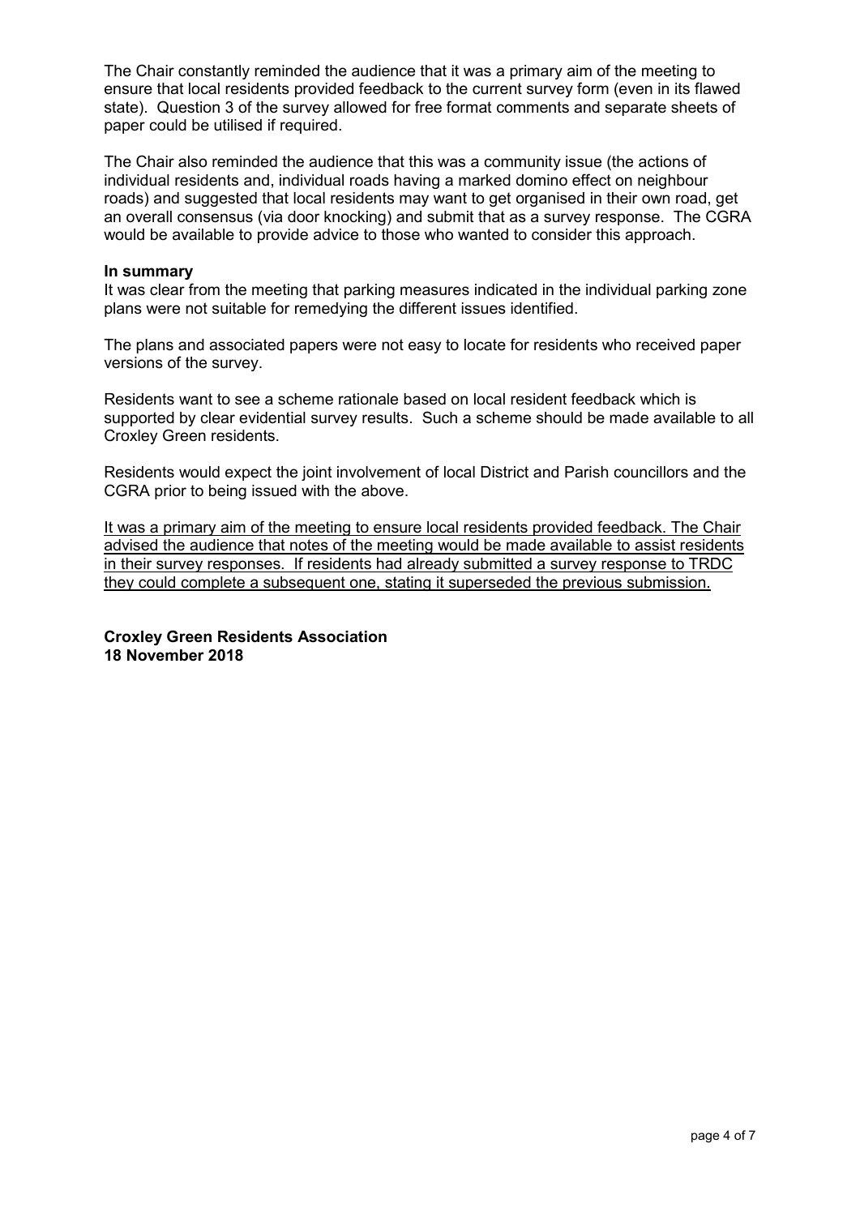The Chair constantly reminded the audience that it was a primary aim of the meeting to ensure that local residents provided feedback to the current survey form (even in its flawed state). Question 3 of the survey allowed for free format comments and separate sheets of paper could be utilised if required.

The Chair also reminded the audience that this was a community issue (the actions of individual residents and, individual roads having a marked domino effect on neighbour roads) and suggested that local residents may want to get organised in their own road, get an overall consensus (via door knocking) and submit that as a survey response. The CGRA would be available to provide advice to those who wanted to consider this approach.

**In summary**

It was clear from the meeting that parking measures indicated in the individual parking zone plans were not suitable for remedying the different issues identified.

The plans and associated papers were not easy to locate for residents who received paper versions of the survey.

Residents want to see a scheme rationale based on local resident feedback which is supported by clear evidential survey results. Such a scheme should be made available to all Croxley Green residents.

Residents would expect the joint involvement of local District and Parish councillors and the CGRA prior to being issued with the above.

<u>It was a primary aim of the meeting to ensure local residents provided feedback. The Chair advised the audience that notes of the meeting would be made available to assist residents in their survey responses. If residents had already submitted a survey response to TRDC they could complete a subsequent one, stating it superseded the previous submission.</u>

**Croxley Green Residents Association**
**18 November 2018**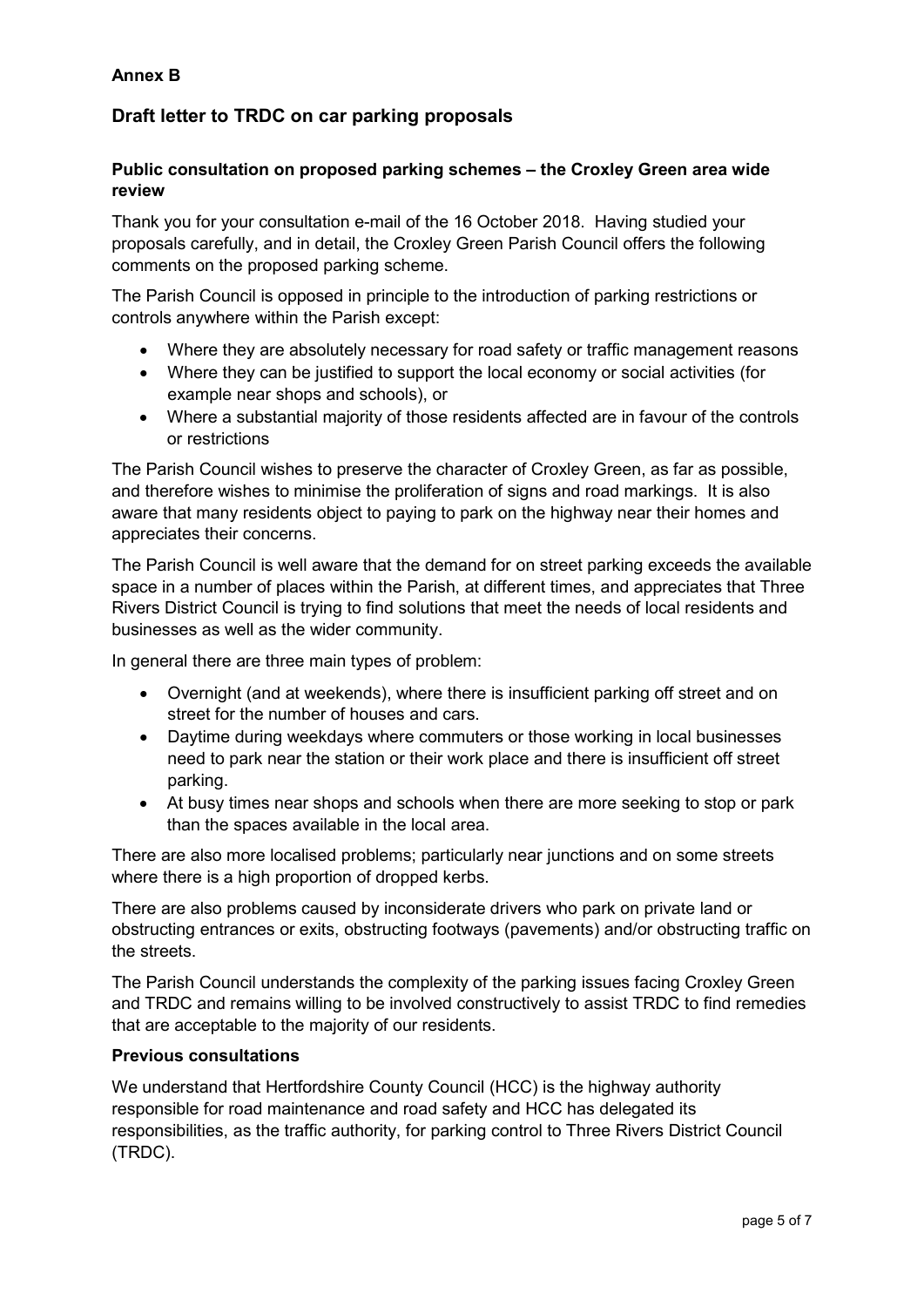**Annex B**

## Draft letter to TRDC on car parking proposals

### Public consultation on proposed parking schemes – the Croxley Green area wide review

Thank you for your consultation e-mail of the 16 October 2018. Having studied your proposals carefully, and in detail, the Croxley Green Parish Council offers the following comments on the proposed parking scheme.

The Parish Council is opposed in principle to the introduction of parking restrictions or controls anywhere within the Parish except:

- Where they are absolutely necessary for road safety or traffic management reasons
- Where they can be justified to support the local economy or social activities (for example near shops and schools), or
- Where a substantial majority of those residents affected are in favour of the controls or restrictions

The Parish Council wishes to preserve the character of Croxley Green, as far as possible, and therefore wishes to minimise the proliferation of signs and road markings. It is also aware that many residents object to paying to park on the highway near their homes and appreciates their concerns.

The Parish Council is well aware that the demand for on street parking exceeds the available space in a number of places within the Parish, at different times, and appreciates that Three Rivers District Council is trying to find solutions that meet the needs of local residents and businesses as well as the wider community.

In general there are three main types of problem:

- Overnight (and at weekends), where there is insufficient parking off street and on street for the number of houses and cars.
- Daytime during weekdays where commuters or those working in local businesses need to park near the station or their work place and there is insufficient off street parking.
- At busy times near shops and schools when there are more seeking to stop or park than the spaces available in the local area.

There are also more localised problems; particularly near junctions and on some streets where there is a high proportion of dropped kerbs.

There are also problems caused by inconsiderate drivers who park on private land or obstructing entrances or exits, obstructing footways (pavements) and/or obstructing traffic on the streets.

The Parish Council understands the complexity of the parking issues facing Croxley Green and TRDC and remains willing to be involved constructively to assist TRDC to find remedies that are acceptable to the majority of our residents.

### Previous consultations

We understand that Hertfordshire County Council (HCC) is the highway authority responsible for road maintenance and road safety and HCC has delegated its responsibilities, as the traffic authority, for parking control to Three Rivers District Council (TRDC).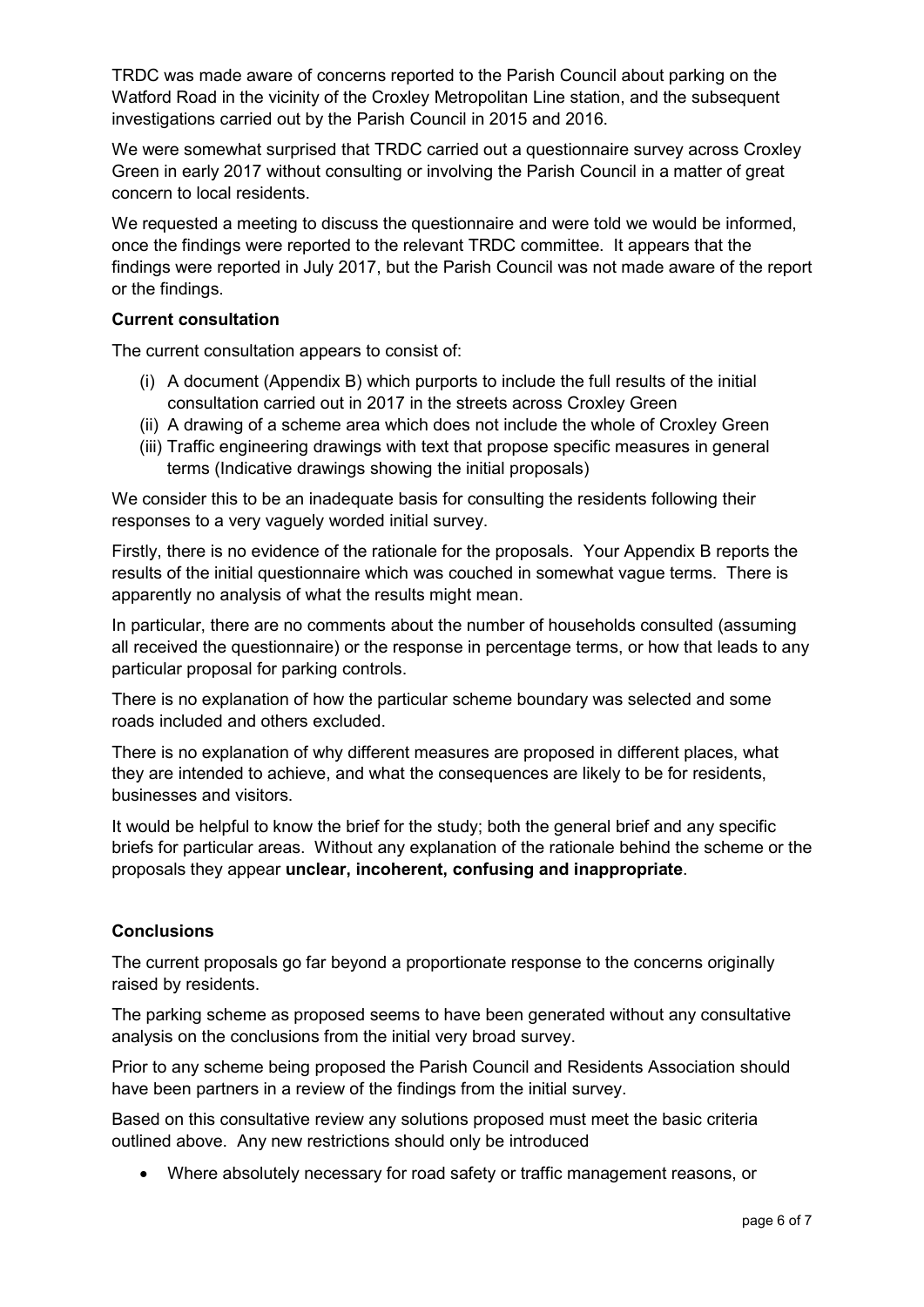TRDC was made aware of concerns reported to the Parish Council about parking on the Watford Road in the vicinity of the Croxley Metropolitan Line station, and the subsequent investigations carried out by the Parish Council in 2015 and 2016.

We were somewhat surprised that TRDC carried out a questionnaire survey across Croxley Green in early 2017 without consulting or involving the Parish Council in a matter of great concern to local residents.

We requested a meeting to discuss the questionnaire and were told we would be informed, once the findings were reported to the relevant TRDC committee. It appears that the findings were reported in July 2017, but the Parish Council was not made aware of the report or the findings.

**Current consultation**

The current consultation appears to consist of:

(i) A document (Appendix B) which purports to include the full results of the initial consultation carried out in 2017 in the streets across Croxley Green
(ii) A drawing of a scheme area which does not include the whole of Croxley Green
(iii) Traffic engineering drawings with text that propose specific measures in general terms (Indicative drawings showing the initial proposals)

We consider this to be an inadequate basis for consulting the residents following their responses to a very vaguely worded initial survey.

Firstly, there is no evidence of the rationale for the proposals. Your Appendix B reports the results of the initial questionnaire which was couched in somewhat vague terms. There is apparently no analysis of what the results might mean.

In particular, there are no comments about the number of households consulted (assuming all received the questionnaire) or the response in percentage terms, or how that leads to any particular proposal for parking controls.

There is no explanation of how the particular scheme boundary was selected and some roads included and others excluded.

There is no explanation of why different measures are proposed in different places, what they are intended to achieve, and what the consequences are likely to be for residents, businesses and visitors.

It would be helpful to know the brief for the study; both the general brief and any specific briefs for particular areas. Without any explanation of the rationale behind the scheme or the proposals they appear **unclear, incoherent, confusing and inappropriate**.

**Conclusions**

The current proposals go far beyond a proportionate response to the concerns originally raised by residents.

The parking scheme as proposed seems to have been generated without any consultative analysis on the conclusions from the initial very broad survey.

Prior to any scheme being proposed the Parish Council and Residents Association should have been partners in a review of the findings from the initial survey.

Based on this consultative review any solutions proposed must meet the basic criteria outlined above. Any new restrictions should only be introduced

- Where absolutely necessary for road safety or traffic management reasons, or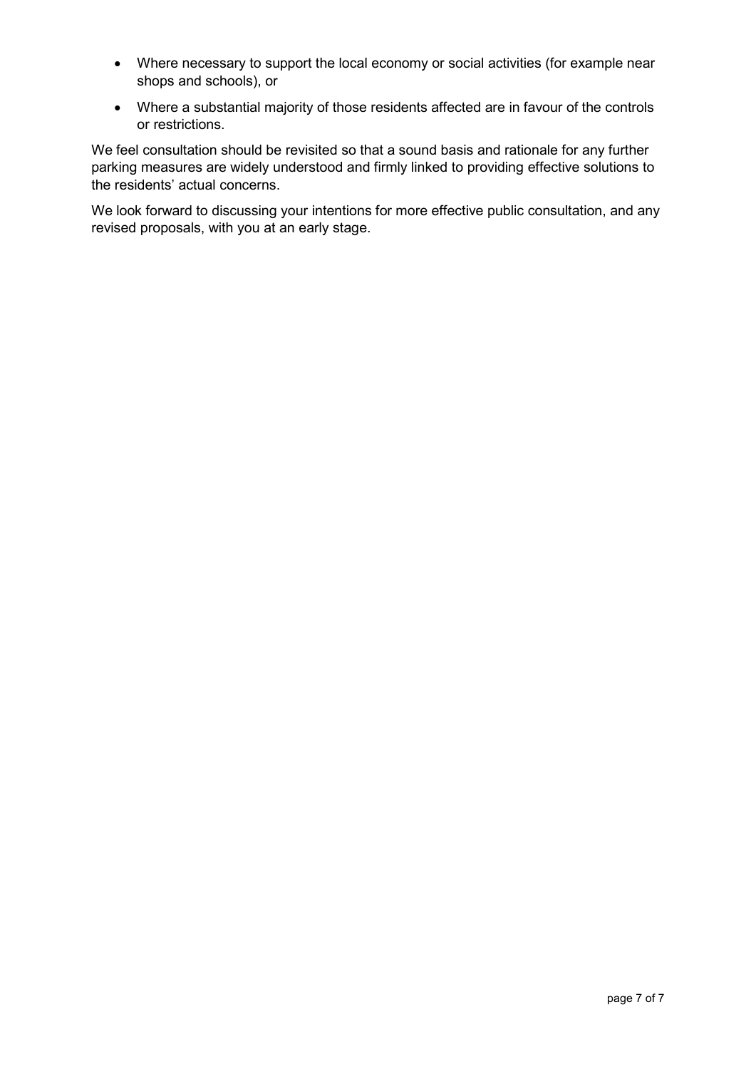- Where necessary to support the local economy or social activities (for example near shops and schools), or
- Where a substantial majority of those residents affected are in favour of the controls or restrictions.

We feel consultation should be revisited so that a sound basis and rationale for any further parking measures are widely understood and firmly linked to providing effective solutions to the residents' actual concerns.

We look forward to discussing your intentions for more effective public consultation, and any revised proposals, with you at an early stage.